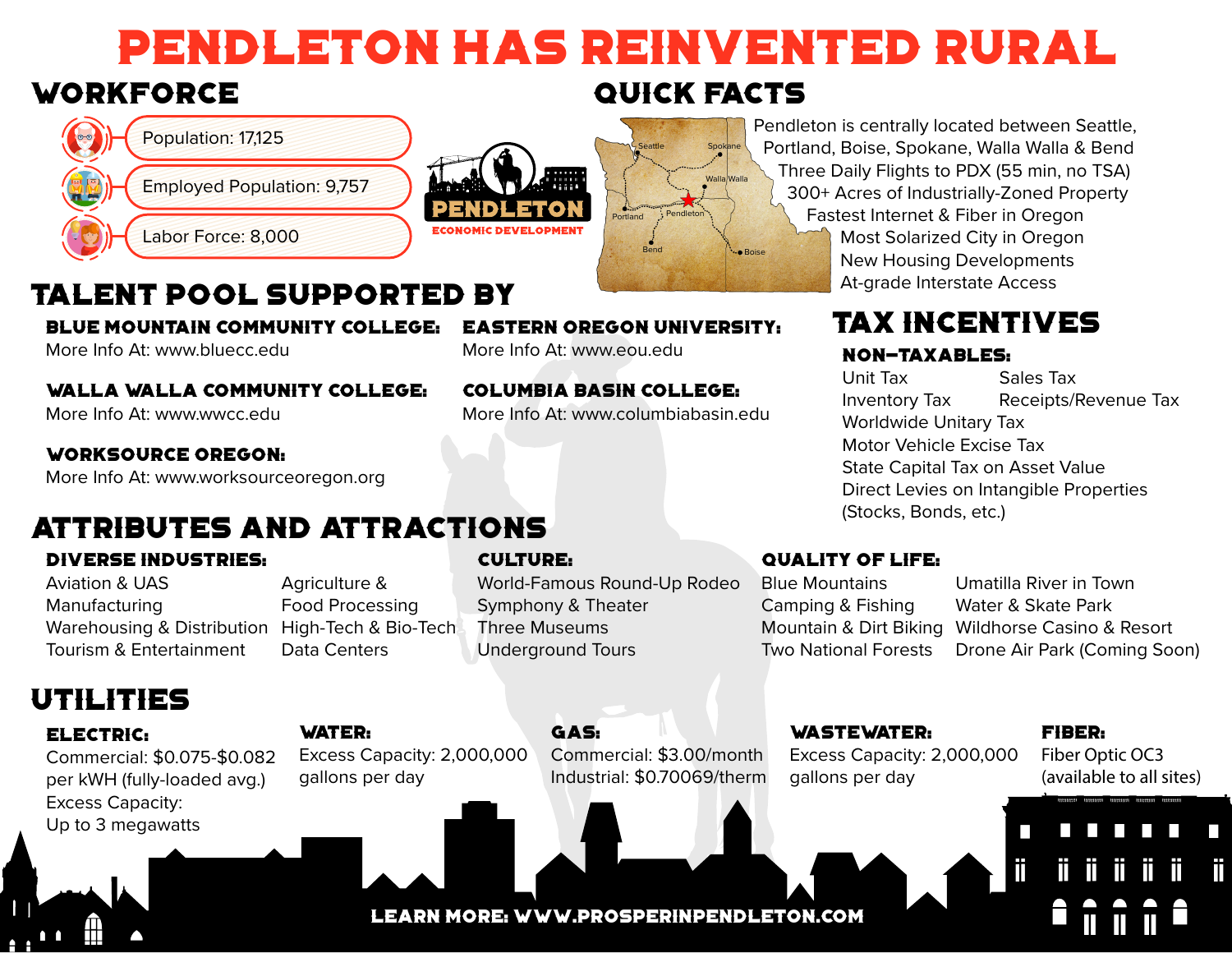# PENDLETON HAS REINVENTED RURAL

## WORKFORCE

- Population: 17,125
- Employed Population: 9,757
- Labor Force: 8,000

PENDLETON
ECONOMIC DEVELOPMENT

## QUICK FACTS

Pendleton is centrally located between Seattle, Portland, Boise, Spokane, Walla Walla & Bend
Three Daily Flights to PDX (55 min, no TSA)
300+ Acres of Industrially-Zoned Property
Fastest Internet & Fiber in Oregon
Most Solarized City in Oregon
New Housing Developments
At-grade Interstate Access

## TALENT POOL SUPPORTED BY

### BLUE MOUNTAIN COMMUNITY COLLEGE:
More Info At: www.bluecc.edu

### EASTERN OREGON UNIVERSITY:
More Info At: www.eou.edu

### WALLA WALLA COMMUNITY COLLEGE:
More Info At: www.wwcc.edu

### COLUMBIA BASIN COLLEGE:
More Info At: www.columbiabasin.edu

### WORKSOURCE OREGON:
More Info At: www.worksourceoregon.org

## TAX INCENTIVES

### NON-TAXABLES:

- Unit Tax
- Sales Tax
- Inventory Tax
- Receipts/Revenue Tax
- Worldwide Unitary Tax
- Motor Vehicle Excise Tax
- State Capital Tax on Asset Value
- Direct Levies on Intangible Properties (Stocks, Bonds, etc.)

## ATTRIBUTES AND ATTRACTIONS

### DIVERSE INDUSTRIES:

- Aviation & UAS
- Manufacturing
- Warehousing & Distribution
- Tourism & Entertainment
- Agriculture & Food Processing
- High-Tech & Bio-Tech
- Data Centers

### CULTURE:

- World-Famous Round-Up Rodeo
- Symphony & Theater
- Three Museums
- Underground Tours

### QUALITY OF LIFE:

- Blue Mountains
- Camping & Fishing
- Mountain & Dirt Biking
- Two National Forests
- Umatilla River in Town
- Water & Skate Park
- Wildhorse Casino & Resort
- Drone Air Park (Coming Soon)

## UTILITIES

### ELECTRIC:
Commercial: $0.075-$0.082 per kWH (fully-loaded avg.)
Excess Capacity: Up to 3 megawatts

### WATER:
Excess Capacity: 2,000,000 gallons per day

### GAS:
Commercial: $3.00/month
Industrial: $0.70069/therm

### WASTEWATER:
Excess Capacity: 2,000,000 gallons per day

### FIBER:
Fiber Optic OC3 (available to all sites)

LEARN MORE: WWW.PROSPERINPENDLETON.COM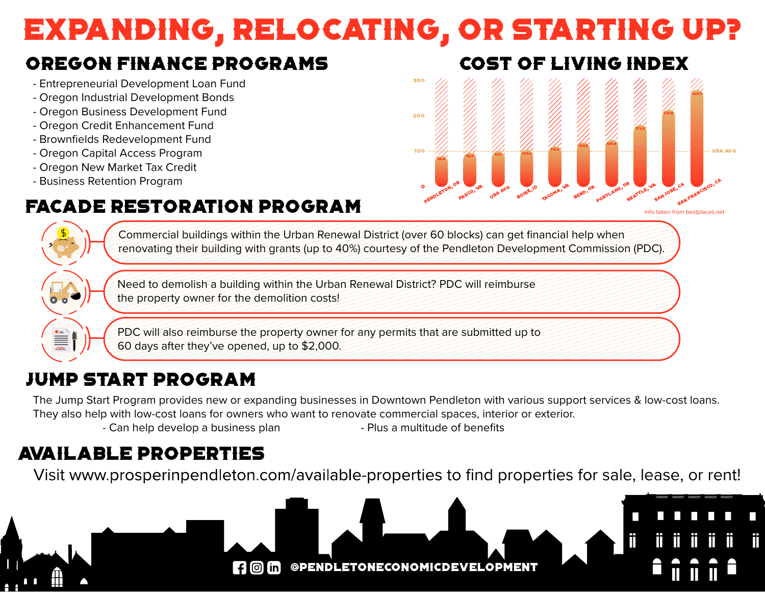# EXPANDING, RELOCATING, OR STARTING UP?

## OREGON FINANCE PROGRAMS

- Entrepreneurial Development Loan Fund
- Oregon Industrial Development Bonds
- Oregon Business Development Fund
- Oregon Credit Enhancement Fund
- Brownfields Redevelopment Fund
- Oregon Capital Access Program
- Oregon New Market Tax Credit
- Business Retention Program

## COST OF LIVING INDEX

300
200
100
0
USA AVG

86.5 PENDLETON, OR
95.2 PASCO, WA
100 USA AVG
103.6 BOISE, ID
113.3 TACOMA, WA
123.5 BEND, OR
130.8 PORTLAND, OR
172.3 SEATTLE, WA
214.8 SAN JOSE, CA
269.3 SAN FRANCISCO, CA

info taken from bestplaces.net

## FACADE RESTORATION PROGRAM

Commercial buildings within the Urban Renewal District (over 60 blocks) can get financial help when renovating their building with grants (up to 40%) courtesy of the Pendleton Development Commission (PDC).

Need to demolish a building within the Urban Renewal District? PDC will reimburse the property owner for the demolition costs!

PDC will also reimburse the property owner for any permits that are submitted up to 60 days after they've opened, up to $2,000.

## JUMP START PROGRAM

The Jump Start Program provides new or expanding businesses in Downtown Pendleton with various support services & low-cost loans. They also help with low-cost loans for owners who want to renovate commercial spaces, interior or exterior.

- Can help develop a business plan
- Plus a multitude of benefits

## AVAILABLE PROPERTIES

Visit www.prosperinpendleton.com/available-properties to find properties for sale, lease, or rent!

@PENDLETONECONOMICDEVELOPMENT